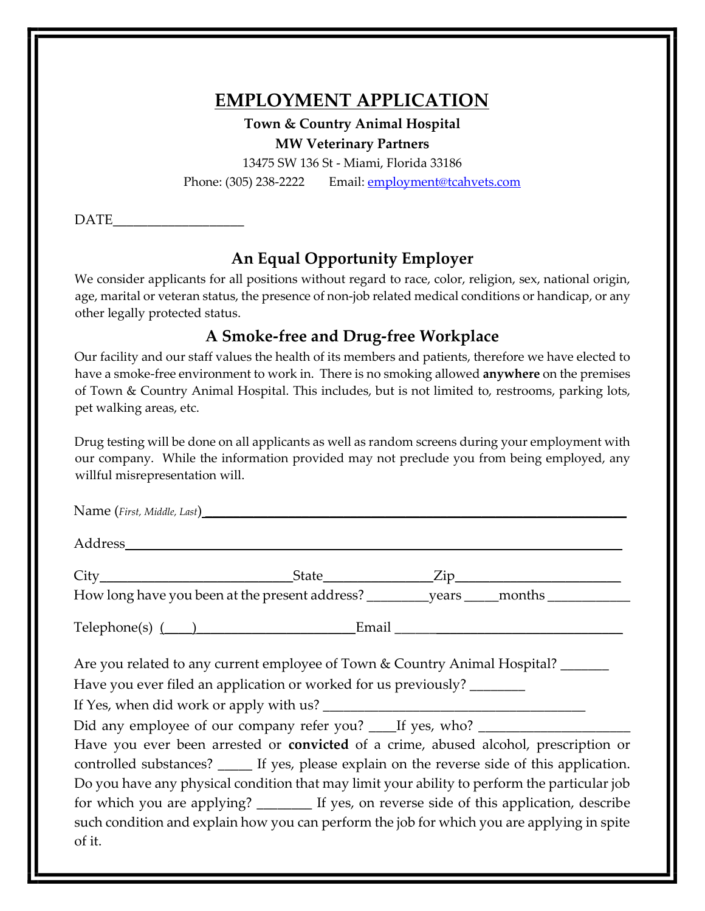# EMPLOYMENT APPLICATION

**Town & Country Animal Hospital**

**MW Veterinary Partners**

13475 SW 136 St - Miami, Florida 33186

Phone: (305) 238-2222 Email: employment@tcahvets.com

DATE___________________

## An Equal Opportunity Employer

We consider applicants for all positions without regard to race, color, religion, sex, national origin, age, marital or veteran status, the presence of non-job related medical conditions or handicap, or any other legally protected status.

## A Smoke-free and Drug-free Workplace

Our facility and our staff values the health of its members and patients, therefore we have elected to have a smoke-free environment to work in. There is no smoking allowed **anywhere** on the premises of Town & Country Animal Hospital. This includes, but is not limited to, restrooms, parking lots, pet walking areas, etc.

Drug testing will be done on all applicants as well as random screens during your employment with our company. While the information provided may not preclude you from being employed, any willful misrepresentation will.

Name (*First, Middle, Last*)_______________________________________________

Address_______________________________________________

City___________________________State_______________Zip_______________________

How long have you been at the present address? _________years _____months ____________

Telephone(s) (____)_______________________Email ______________________________

Are you related to any current employee of Town & Country Animal Hospital? _______

Have you ever filed an application or worked for us previously? ________

If Yes, when did work or apply with us? ______________________________________

Did any employee of our company refer you? ____If yes, who? ______________________

Have you ever been arrested or **convicted** of a crime, abused alcohol, prescription or controlled substances? _____ If yes, please explain on the reverse side of this application. Do you have any physical condition that may limit your ability to perform the particular job for which you are applying? ________ If yes, on reverse side of this application, describe such condition and explain how you can perform the job for which you are applying in spite of it.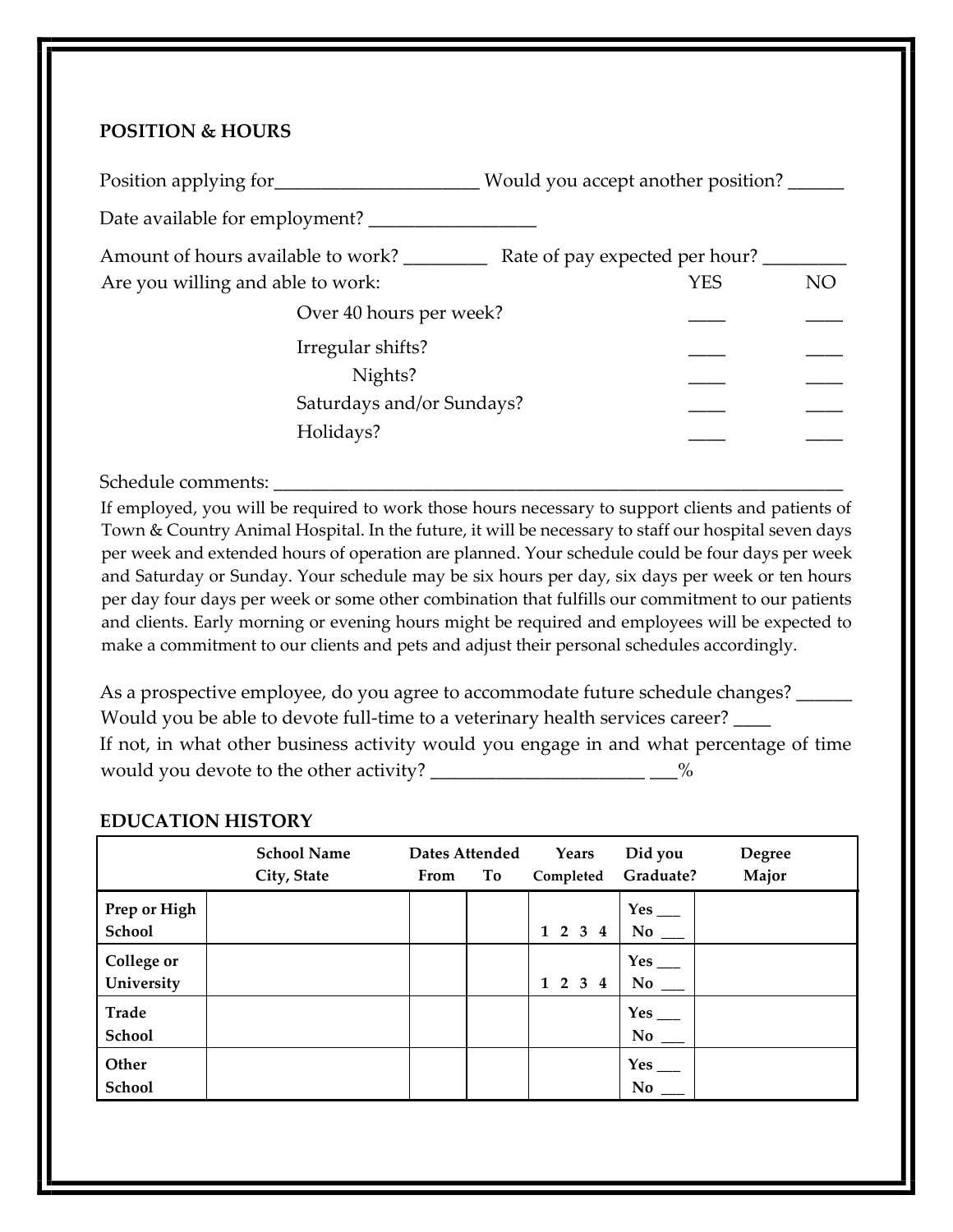## POSITION & HOURS

Position applying for______________________ Would you accept another position? ______

Date available for employment? _________________

Amount of hours available to work? _________ Rate of pay expected per hour? _________

Are you willing and able to work:

| | YES | NO |
|---|---|---|
| Over 40 hours per week? | ____ | ____ |
| Irregular shifts? | ____ | ____ |
| Nights? | ____ | ____ |
| Saturdays and/or Sundays? | ____ | ____ |
| Holidays? | ____ | ____ |

Schedule comments: _______________________________________________________________

If employed, you will be required to work those hours necessary to support clients and patients of Town & Country Animal Hospital. In the future, it will be necessary to staff our hospital seven days per week and extended hours of operation are planned. Your schedule could be four days per week and Saturday or Sunday. Your schedule may be six hours per day, six days per week or ten hours per day four days per week or some other combination that fulfills our commitment to our patients and clients. Early morning or evening hours might be required and employees will be expected to make a commitment to our clients and pets and adjust their personal schedules accordingly.

As a prospective employee, do you agree to accommodate future schedule changes? ______
Would you be able to devote full-time to a veterinary health services career? ____
If not, in what other business activity would you engage in and what percentage of time would you devote to the other activity? _______________________ ___%

## EDUCATION HISTORY

| | School Name City, State | Dates Attended From | To | Years Completed | Did you Graduate? | Degree Major |
|---|---|---|---|---|---|---|
| **Prep or High School** | | | | 1 2 3 4 | Yes ___ No ___ | |
| **College or University** | | | | 1 2 3 4 | Yes ___ No ___ | |
| **Trade School** | | | | | Yes ___ No ___ | |
| **Other School** | | | | | Yes ___ No ___ | |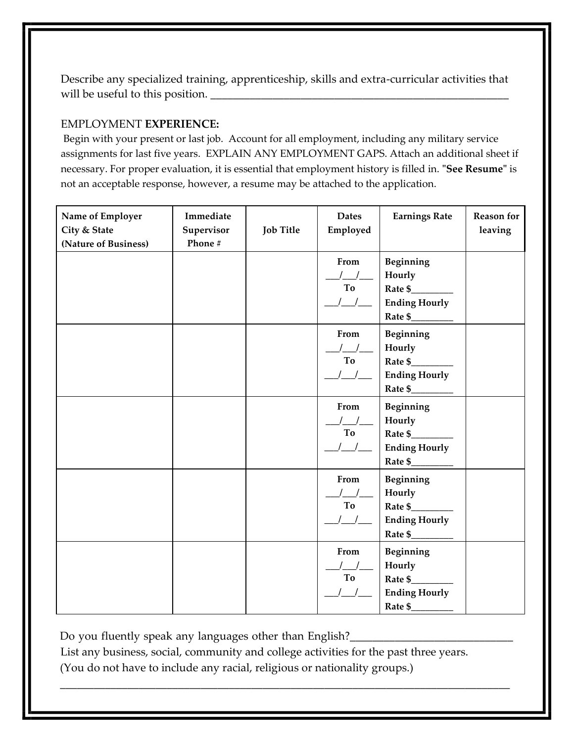Describe any specialized training, apprenticeship, skills and extra-curricular activities that will be useful to this position. ________________________________________________________

EMPLOYMENT **EXPERIENCE:**

Begin with your present or last job. Account for all employment, including any military service assignments for last five years. EXPLAIN ANY EMPLOYMENT GAPS. Attach an additional sheet if necessary. For proper evaluation, it is essential that employment history is filled in. "**See Resume**" is not an acceptable response, however, a resume may be attached to the application.

| **Name of Employer City & State (Nature of Business)** | **Immediate Supervisor Phone #** | **Job Title** | **Dates Employed** | **Earnings Rate** | **Reason for leaving** |
|---|---|---|---|---|---|
| | | | **From** ___/___/___ **To** ___/___/___ | **Beginning Hourly Rate $**________ **Ending Hourly Rate $**________ | |
| | | | **From** ___/___/___ **To** ___/___/___ | **Beginning Hourly Rate $**________ **Ending Hourly Rate $**________ | |
| | | | **From** ___/___/___ **To** ___/___/___ | **Beginning Hourly Rate $**________ **Ending Hourly Rate $**________ | |
| | | | **From** ___/___/___ **To** ___/___/___ | **Beginning Hourly Rate $**________ **Ending Hourly Rate $**________ | |
| | | | **From** ___/___/___ **To** ___/___/___ | **Beginning Hourly Rate $**________ **Ending Hourly Rate $**________ | |

Do you fluently speak any languages other than English?_____________________________

List any business, social, community and college activities for the past three years.
(You do not have to include any racial, religious or nationality groups.)

_____________________________________________________________________________________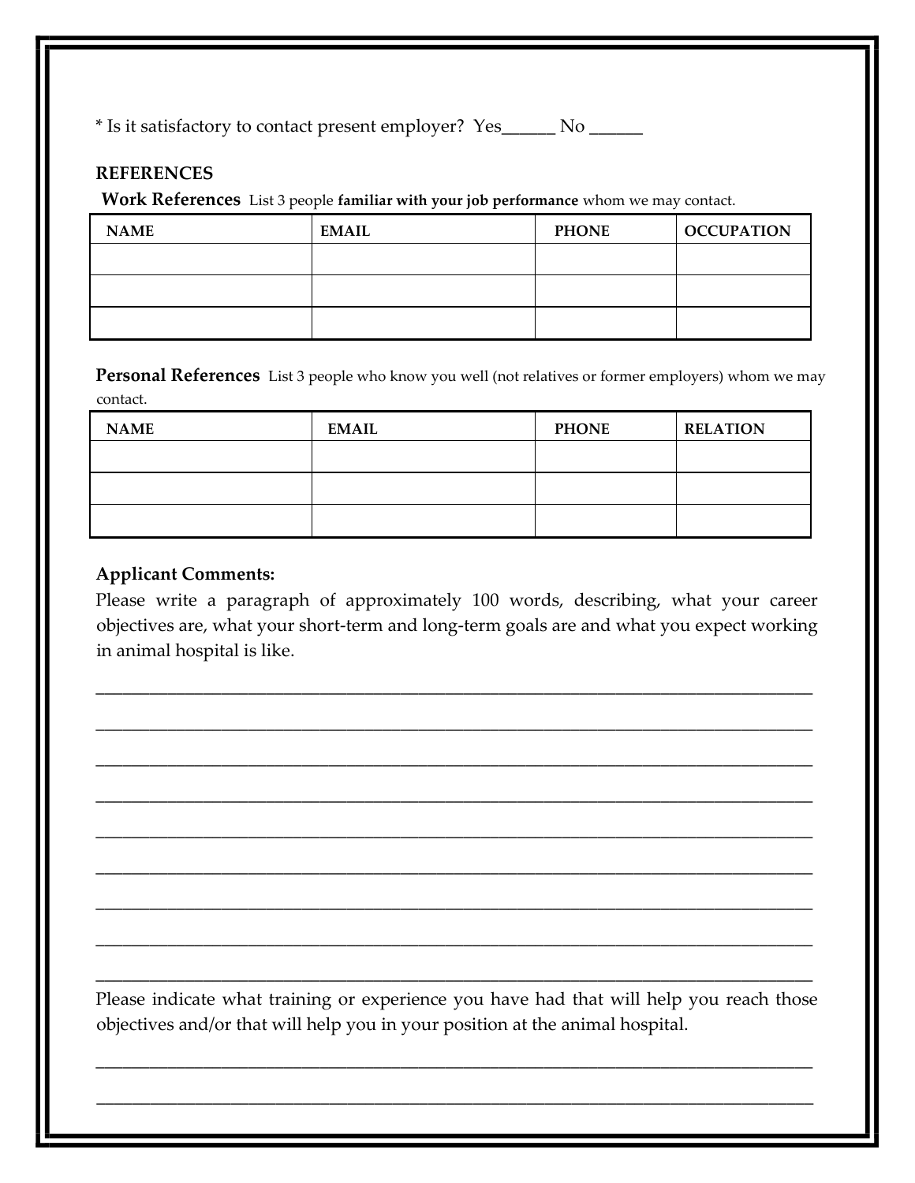* Is it satisfactory to contact present employer? Yes______ No ______

**REFERENCES**

**Work References** List 3 people **familiar with your job performance** whom we may contact.

| NAME | EMAIL | PHONE | OCCUPATION |
| --- | --- | --- | --- |
| | | | |
| | | | |
| | | | |

**Personal References** List 3 people who know you well (not relatives or former employers) whom we may contact.

| NAME | EMAIL | PHONE | RELATION |
| --- | --- | --- | --- |
| | | | |
| | | | |
| | | | |

**Applicant Comments:**

Please write a paragraph of approximately 100 words, describing, what your career objectives are, what your short-term and long-term goals are and what you expect working in animal hospital is like.

_______________________________________________________________________________

_______________________________________________________________________________

_______________________________________________________________________________

_______________________________________________________________________________

_______________________________________________________________________________

_______________________________________________________________________________

_______________________________________________________________________________

_______________________________________________________________________________

_______________________________________________________________________________

Please indicate what training or experience you have had that will help you reach those objectives and/or that will help you in your position at the animal hospital.

_______________________________________________________________________________

_______________________________________________________________________________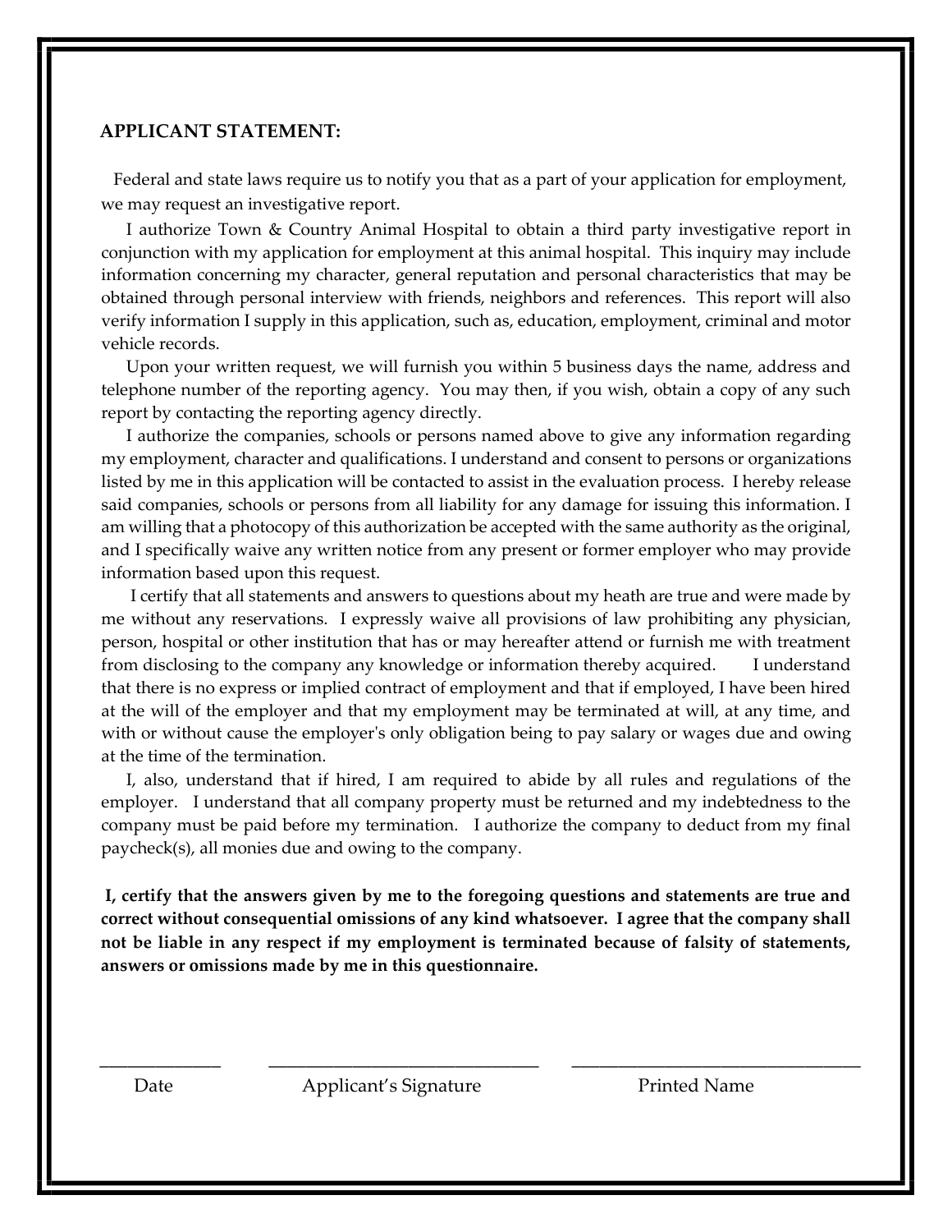**APPLICANT STATEMENT:**

Federal and state laws require us to notify you that as a part of your application for employment, we may request an investigative report.

I authorize Town & Country Animal Hospital to obtain a third party investigative report in conjunction with my application for employment at this animal hospital. This inquiry may include information concerning my character, general reputation and personal characteristics that may be obtained through personal interview with friends, neighbors and references. This report will also verify information I supply in this application, such as, education, employment, criminal and motor vehicle records.

Upon your written request, we will furnish you within 5 business days the name, address and telephone number of the reporting agency. You may then, if you wish, obtain a copy of any such report by contacting the reporting agency directly.

I authorize the companies, schools or persons named above to give any information regarding my employment, character and qualifications. I understand and consent to persons or organizations listed by me in this application will be contacted to assist in the evaluation process. I hereby release said companies, schools or persons from all liability for any damage for issuing this information. I am willing that a photocopy of this authorization be accepted with the same authority as the original, and I specifically waive any written notice from any present or former employer who may provide information based upon this request.

I certify that all statements and answers to questions about my heath are true and were made by me without any reservations. I expressly waive all provisions of law prohibiting any physician, person, hospital or other institution that has or may hereafter attend or furnish me with treatment from disclosing to the company any knowledge or information thereby acquired. I understand that there is no express or implied contract of employment and that if employed, I have been hired at the will of the employer and that my employment may be terminated at will, at any time, and with or without cause the employer's only obligation being to pay salary or wages due and owing at the time of the termination.

I, also, understand that if hired, I am required to abide by all rules and regulations of the employer. I understand that all company property must be returned and my indebtedness to the company must be paid before my termination. I authorize the company to deduct from my final paycheck(s), all monies due and owing to the company.

**I, certify that the answers given by me to the foregoing questions and statements are true and correct without consequential omissions of any kind whatsoever. I agree that the company shall not be liable in any respect if my employment is terminated because of falsity of statements, answers or omissions made by me in this questionnaire.**

_____________ _______________________________ _________________________________

Date Applicant's Signature Printed Name